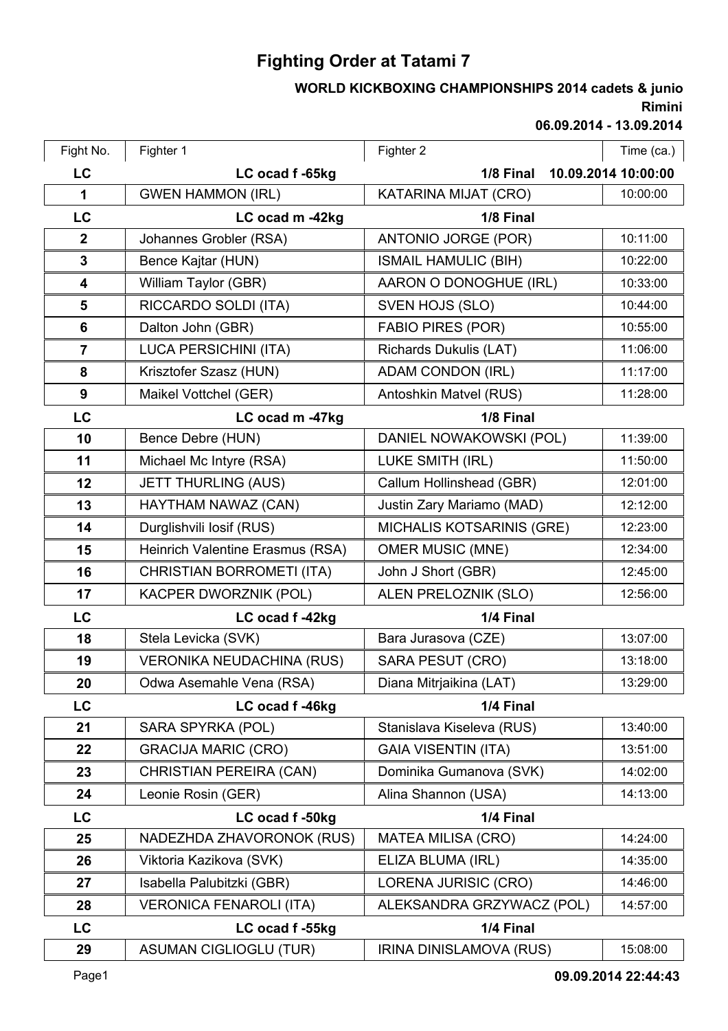# Fighting Order at Tatami 7

**WORLD KICKBOXING CHAMPIONSHIPS 2014 cadets & junio**

**Rimini**

**06.09.2014 - 13.09.2014**

| Fight No. | Fighter 1 | Fighter 2 | Time (ca.) |
|---|---|---|---|
| **LC** | **LC ocad f -65kg** | **1/8 Final** | **10.09.2014 10:00:00** |
| 1 | GWEN HAMMON (IRL) | KATARINA MIJAT (CRO) | 10:00:00 |
| **LC** | **LC ocad m -42kg** | **1/8 Final** | |
| 2 | Johannes Grobler (RSA) | ANTONIO JORGE (POR) | 10:11:00 |
| 3 | Bence Kajtar (HUN) | ISMAIL HAMULIC (BIH) | 10:22:00 |
| 4 | William Taylor (GBR) | AARON O DONOGHUE (IRL) | 10:33:00 |
| 5 | RICCARDO SOLDI (ITA) | SVEN HOJS (SLO) | 10:44:00 |
| 6 | Dalton John (GBR) | FABIO PIRES (POR) | 10:55:00 |
| 7 | LUCA PERSICHINI (ITA) | Richards Dukulis (LAT) | 11:06:00 |
| 8 | Krisztofer Szasz (HUN) | ADAM CONDON (IRL) | 11:17:00 |
| 9 | Maikel Vottchel (GER) | Antoshkin Matvel (RUS) | 11:28:00 |
| **LC** | **LC ocad m -47kg** | **1/8 Final** | |
| 10 | Bence Debre (HUN) | DANIEL NOWAKOWSKI (POL) | 11:39:00 |
| 11 | Michael Mc Intyre (RSA) | LUKE SMITH (IRL) | 11:50:00 |
| 12 | JETT THURLING (AUS) | Callum Hollinshead (GBR) | 12:01:00 |
| 13 | HAYTHAM NAWAZ (CAN) | Justin Zary Mariamo (MAD) | 12:12:00 |
| 14 | Durglishvili Iosif (RUS) | MICHALIS KOTSARINIS (GRE) | 12:23:00 |
| 15 | Heinrich Valentine Erasmus (RSA) | OMER MUSIC (MNE) | 12:34:00 |
| 16 | CHRISTIAN BORROMETI (ITA) | John J Short (GBR) | 12:45:00 |
| 17 | KACPER DWORZNIK (POL) | ALEN PRELOZNIK (SLO) | 12:56:00 |
| **LC** | **LC ocad f -42kg** | **1/4 Final** | |
| 18 | Stela Levicka (SVK) | Bara Jurasova (CZE) | 13:07:00 |
| 19 | VERONIKA NEUDACHINA (RUS) | SARA PESUT (CRO) | 13:18:00 |
| 20 | Odwa Asemahle Vena (RSA) | Diana Mitrjaikina (LAT) | 13:29:00 |
| **LC** | **LC ocad f -46kg** | **1/4 Final** | |
| 21 | SARA SPYRKA (POL) | Stanislava Kiseleva (RUS) | 13:40:00 |
| 22 | GRACIJA MARIC (CRO) | GAIA VISENTIN (ITA) | 13:51:00 |
| 23 | CHRISTIAN PEREIRA (CAN) | Dominika Gumanova (SVK) | 14:02:00 |
| 24 | Leonie Rosin (GER) | Alina Shannon (USA) | 14:13:00 |
| **LC** | **LC ocad f -50kg** | **1/4 Final** | |
| 25 | NADEZHDA ZHAVORONOK (RUS) | MATEA MILISA (CRO) | 14:24:00 |
| 26 | Viktoria Kazikova (SVK) | ELIZA BLUMA (IRL) | 14:35:00 |
| 27 | Isabella Palubitzki (GBR) | LORENA JURISIC (CRO) | 14:46:00 |
| 28 | VERONICA FENAROLI (ITA) | ALEKSANDRA GRZYWACZ (POL) | 14:57:00 |
| **LC** | **LC ocad f -55kg** | **1/4 Final** | |
| 29 | ASUMAN CIGLIOGLU (TUR) | IRINA DINISLAMOVA (RUS) | 15:08:00 |

09.09.2014 22:44:43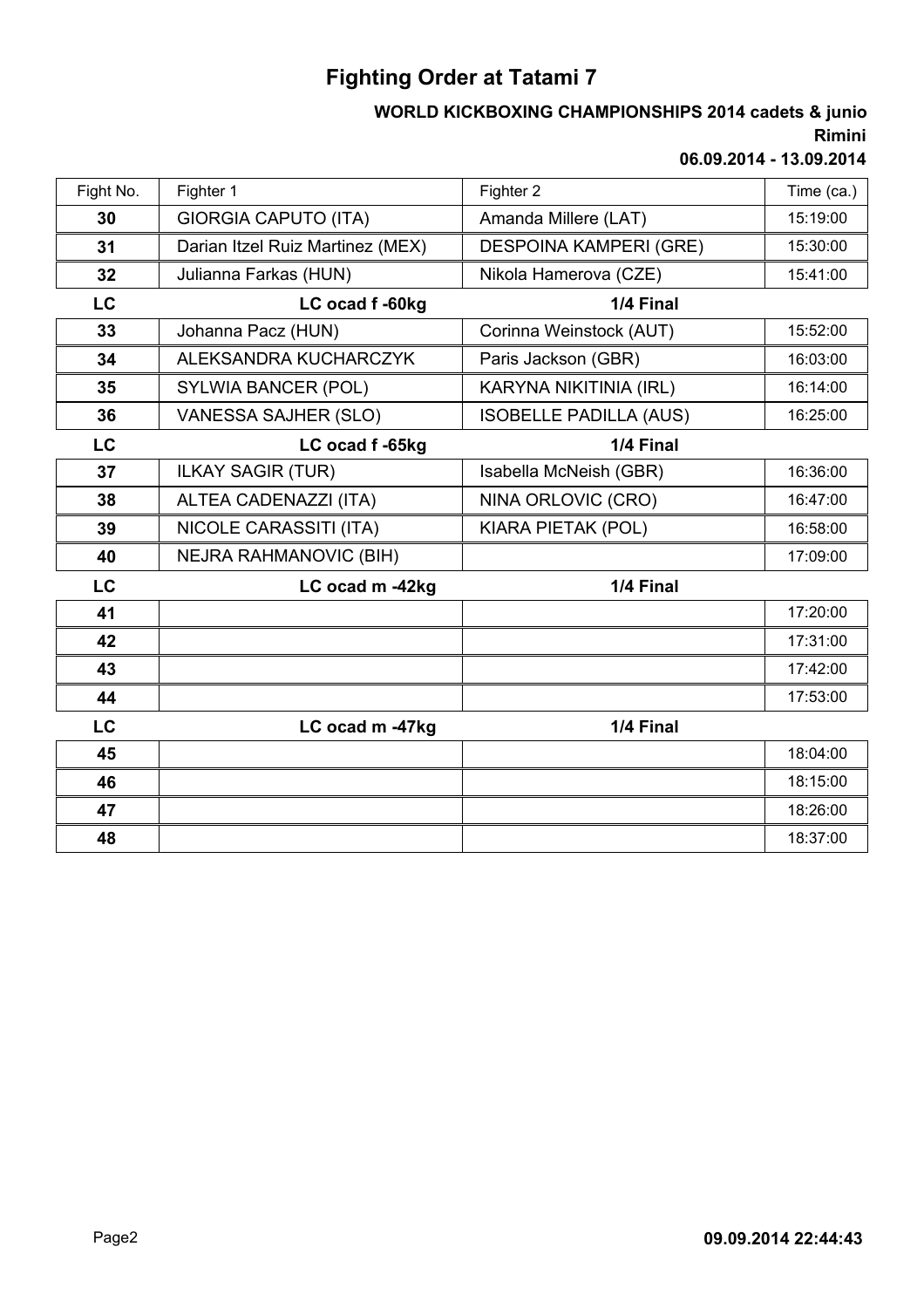# Fighting Order at Tatami 7

**WORLD KICKBOXING CHAMPIONSHIPS 2014 cadets & junio**
**Rimini**
**06.09.2014 - 13.09.2014**

| Fight No. | Fighter 1 | Fighter 2 | Time (ca.) |
|---|---|---|---|
| **30** | GIORGIA CAPUTO (ITA) | Amanda Millere (LAT) | 15:19:00 |
| **31** | Darian Itzel Ruiz Martinez (MEX) | DESPOINA KAMPERI (GRE) | 15:30:00 |
| **32** | Julianna Farkas (HUN) | Nikola Hamerova (CZE) | 15:41:00 |
| **LC** | **LC ocad f -60kg** | **1/4 Final** | |
| **33** | Johanna Pacz (HUN) | Corinna Weinstock (AUT) | 15:52:00 |
| **34** | ALEKSANDRA KUCHARCZYK | Paris Jackson (GBR) | 16:03:00 |
| **35** | SYLWIA BANCER (POL) | KARYNA NIKITINIA (IRL) | 16:14:00 |
| **36** | VANESSA SAJHER (SLO) | ISOBELLE PADILLA (AUS) | 16:25:00 |
| **LC** | **LC ocad f -65kg** | **1/4 Final** | |
| **37** | ILKAY SAGIR (TUR) | Isabella McNeish (GBR) | 16:36:00 |
| **38** | ALTEA CADENAZZI (ITA) | NINA ORLOVIC (CRO) | 16:47:00 |
| **39** | NICOLE CARASSITI (ITA) | KIARA PIETAK (POL) | 16:58:00 |
| **40** | NEJRA RAHMANOVIC (BIH) | | 17:09:00 |
| **LC** | **LC ocad m -42kg** | **1/4 Final** | |
| **41** | | | 17:20:00 |
| **42** | | | 17:31:00 |
| **43** | | | 17:42:00 |
| **44** | | | 17:53:00 |
| **LC** | **LC ocad m -47kg** | **1/4 Final** | |
| **45** | | | 18:04:00 |
| **46** | | | 18:15:00 |
| **47** | | | 18:26:00 |
| **48** | | | 18:37:00 |

**09.09.2014 22:44:43**